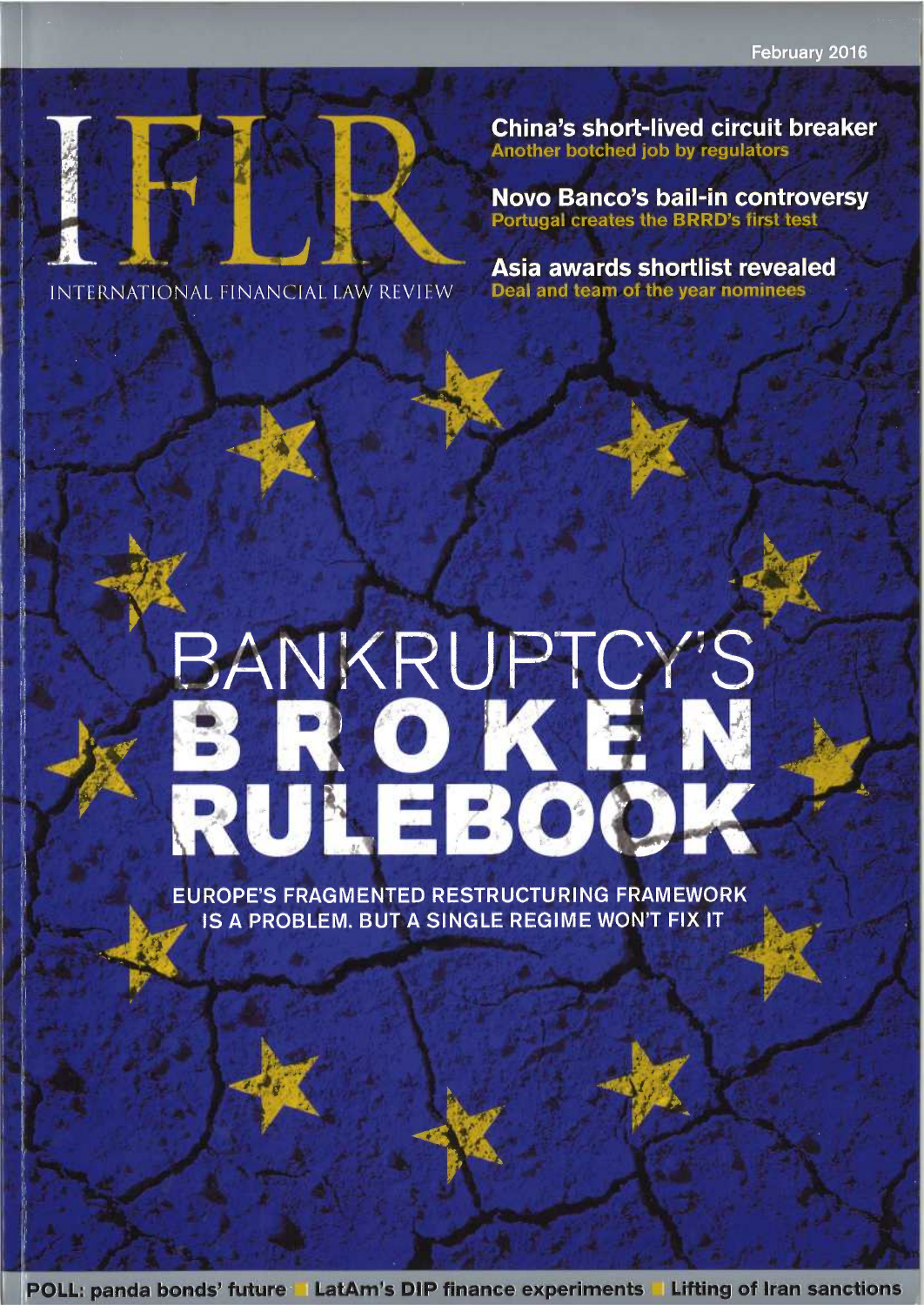February 2016

# IFLR

INTERNATIONAL FINANCIAL LAW REVIEW

**China's short-lived circuit breaker**
Another botched job by regulators

**Novo Banco's bail-in controversy**
Portugal creates the BRRD's first test

**Asia awards shortlist revealed**
Deal and team of the year nominees

# BANKRUPTCY'S BROKEN RULEBOOK

EUROPE'S FRAGMENTED RESTRUCTURING FRAMEWORK IS A PROBLEM. BUT A SINGLE REGIME WON'T FIX IT

**POLL: panda bonds' future** | **LatAm's DIP finance experiments** | **Lifting of Iran sanctions**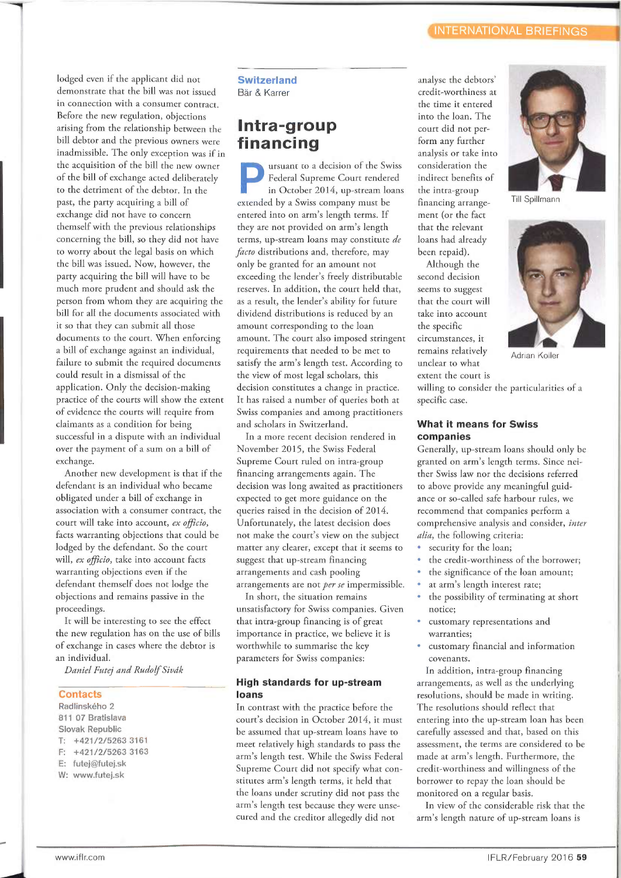lodged even if the applicant did not demonstrate that the bill was not issued in connection with a consumer contract. Before the new regulation, objections arising from the relationship between the bill debtor and the previous owners were inadmissible. The only exception was if in the acquisition of the bill the new owner of the bill of exchange acted deliberately to the detriment of the debtor. In the past, the party acquiring a bill of exchange did not have to concern themself with the previous relationships concerning the bill, so they did not have to worry about the legal basis on which the bill was issued. Now, however, the party acquiring the bill will have to be much more prudent and should ask the person from whom they are acquiring the bill for all the documents associated with it so that they can submit all those documents to the court. When enforcing a bill of exchange against an individual, failure to submit the required documents could result in a dismissal of the application. Only the decision-making practice of the courts will show the extent of evidence the courts will require from claimants as a condition for being successful in a dispute with an individual over the payment of a sum on a bill of exchange.

Another new development is that if the defendant is an individual who became obligated under a bill of exchange in association with a consumer contract, the court will take into account, *ex officio*, facts warranting objections that could be lodged by the defendant. So the court will, *ex officio*, take into account facts warranting objections even if the defendant themself does not lodge the objections and remains passive in the proceedings.

It will be interesting to see the effect the new regulation has on the use of bills of exchange in cases where the debtor is an individual.

*Daniel Futej and Rudolf Sivák*

**Contacts**
Radlinského 2
811 07 Bratislava
Slovak Republic
T: +421/2/5263 3161
F: +421/2/5263 3163
E: futej@futej.sk
W: www.futej.sk

**Switzerland**
Bär & Karrer

# Intra-group financing

Pursuant to a decision of the Swiss Federal Supreme Court rendered in October 2014, up-stream loans extended by a Swiss company must be entered into on arm's length terms. If they are not provided on arm's length terms, up-stream loans may constitute *de facto* distributions and, therefore, may only be granted for an amount not exceeding the lender's freely distributable reserves. In addition, the court held that, as a result, the lender's ability for future dividend distributions is reduced by an amount corresponding to the loan amount. The court also imposed stringent requirements that needed to be met to satisfy the arm's length test. According to the view of most legal scholars, this decision constitutes a change in practice. It has raised a number of queries both at Swiss companies and among practitioners and scholars in Switzerland.

In a more recent decision rendered in November 2015, the Swiss Federal Supreme Court ruled on intra-group financing arrangements again. The decision was long awaited as practitioners expected to get more guidance on the queries raised in the decision of 2014. Unfortunately, the latest decision does not make the court's view on the subject matter any clearer, except that it seems to suggest that up-stream financing arrangements and cash pooling arrangements are not *per se* impermissible.

In short, the situation remains unsatisfactory for Swiss companies. Given that intra-group financing is of great importance in practice, we believe it is worthwhile to summarise the key parameters for Swiss companies:

## High standards for up-stream loans

In contrast with the practice before the court's decision in October 2014, it must be assumed that up-stream loans have to meet relatively high standards to pass the arm's length test. While the Swiss Federal Supreme Court did not specify what constitutes arm's length terms, it held that the loans under scrutiny did not pass the arm's length test because they were unsecured and the creditor allegedly did not analyse the debtors' credit-worthiness at the time it entered into the loan. The court did not perform any further analysis or take into consideration the indirect benefits of the intra-group financing arrangement (or the fact that the relevant loans had already been repaid).

Till Spillmann

Adrian Koller

Although the second decision seems to suggest that the court will take into account the specific circumstances, it remains relatively unclear to what extent the court is willing to consider the particularities of a specific case.

## What it means for Swiss companies

Generally, up-stream loans should only be granted on arm's length terms. Since neither Swiss law nor the decisions referred to above provide any meaningful guidance or so-called safe harbour rules, we recommend that companies perform a comprehensive analysis and consider, *inter alia*, the following criteria:

- security for the loan;
- the credit-worthiness of the borrower;
- the significance of the loan amount;
- at arm's length interest rate;
- the possibility of terminating at short notice;
- customary representations and warranties;
- customary financial and information covenants.

In addition, intra-group financing arrangements, as well as the underlying resolutions, should be made in writing. The resolutions should reflect that entering into the up-stream loan has been carefully assessed and that, based on this assessment, the terms are considered to be made at arm's length. Furthermore, the credit-worthiness and willingness of the borrower to repay the loan should be monitored on a regular basis.

In view of the considerable risk that the arm's length nature of up-stream loans is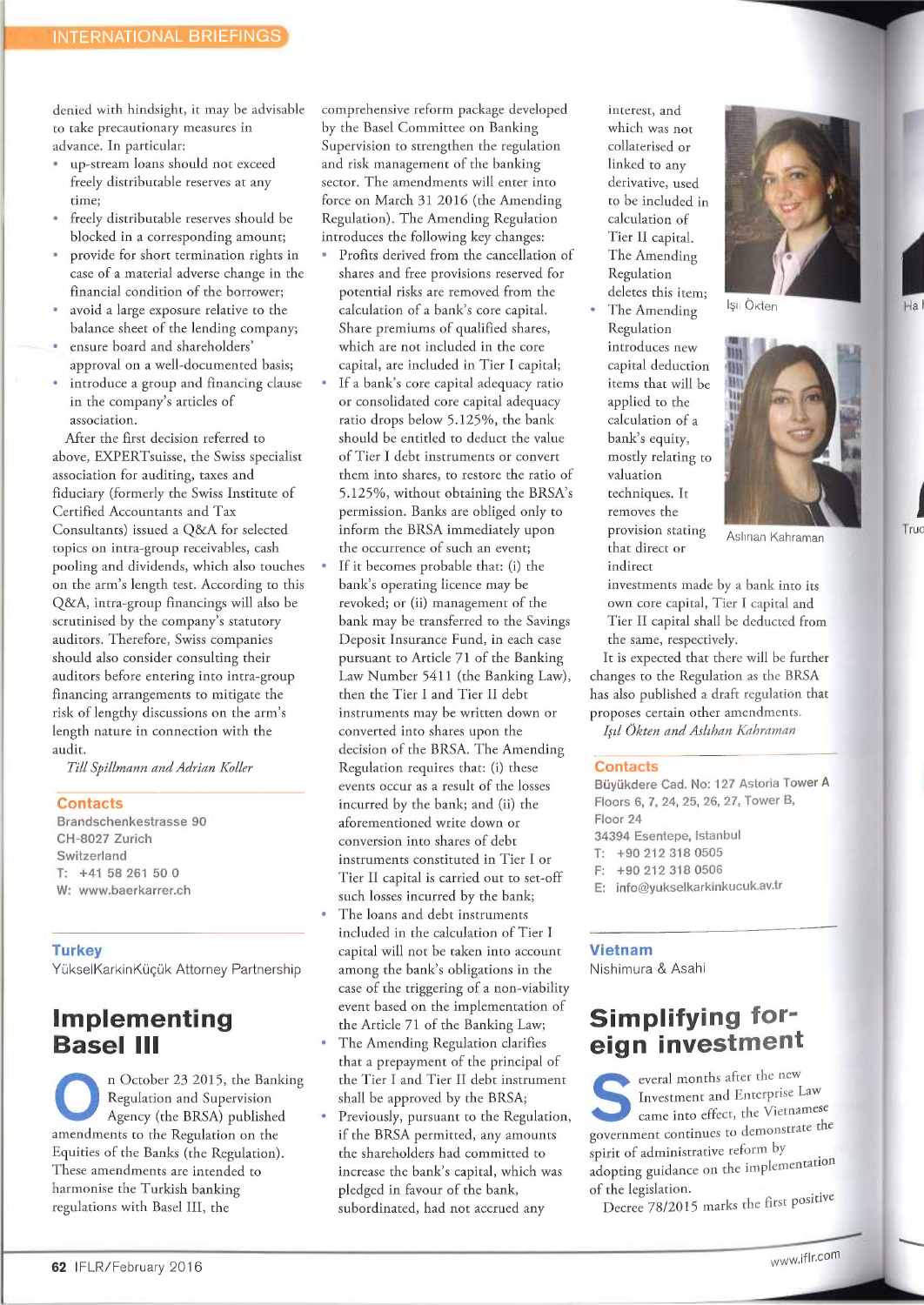denied with hindsight, it may be advisable to take precautionary measures in advance. In particular:

- up-stream loans should not exceed freely distributable reserves at any time;
- freely distributable reserves should be blocked in a corresponding amount;
- provide for short termination rights in case of a material adverse change in the financial condition of the borrower;
- avoid a large exposure relative to the balance sheet of the lending company;
- ensure board and shareholders' approval on a well-documented basis;
- introduce a group and financing clause in the company's articles of association.

After the first decision referred to above, EXPERTsuisse, the Swiss specialist association for auditing, taxes and fiduciary (formerly the Swiss Institute of Certified Accountants and Tax Consultants) issued a Q&A for selected topics on intra-group receivables, cash pooling and dividends, which also touches on the arm's length test. According to this Q&A, intra-group financings will also be scrutinised by the company's statutory auditors. Therefore, Swiss companies should also consider consulting their auditors before entering into intra-group financing arrangements to mitigate the risk of lengthy discussions on the arm's length nature in connection with the audit.

*Till Spillmann and Adrian Koller*

**Contacts**
Brandschenkestrasse 90
CH-8027 Zurich
Switzerland
T: +41 58 261 50 0
W: www.baerkarrer.ch

## Turkey

YükselKarkinKüçük Attorney Partnership

# Implementing Basel III

On October 23 2015, the Banking Regulation and Supervision Agency (the BRSA) published amendments to the Regulation on the Equities of the Banks (the Regulation). These amendments are intended to harmonise the Turkish banking regulations with Basel III, the comprehensive reform package developed by the Basel Committee on Banking Supervision to strengthen the regulation and risk management of the banking sector. The amendments will enter into force on March 31 2016 (the Amending Regulation). The Amending Regulation introduces the following key changes:

- Profits derived from the cancellation of shares and free provisions reserved for potential risks are removed from the calculation of a bank's core capital. Share premiums of qualified shares, which are not included in the core capital, are included in Tier I capital;
- If a bank's core capital adequacy ratio or consolidated core capital adequacy ratio drops below 5.125%, the bank should be entitled to deduct the value of Tier I debt instruments or convert them into shares, to restore the ratio of 5.125%, without obtaining the BRSA's permission. Banks are obliged only to inform the BRSA immediately upon the occurrence of such an event;
- If it becomes probable that: (i) the bank's operating licence may be revoked; or (ii) management of the bank may be transferred to the Savings Deposit Insurance Fund, in each case pursuant to Article 71 of the Banking Law Number 5411 (the Banking Law), then the Tier I and Tier II debt instruments may be written down or converted into shares upon the decision of the BRSA. The Amending Regulation requires that: (i) these events occur as a result of the losses incurred by the bank; and (ii) the aforementioned write down or conversion into shares of debt instruments constituted in Tier I or Tier II capital is carried out to set-off such losses incurred by the bank;
- The loans and debt instruments included in the calculation of Tier I capital will not be taken into account among the bank's obligations in the case of the triggering of a non-viability event based on the implementation of the Article 71 of the Banking Law;
- The Amending Regulation clarifies that a prepayment of the principal of the Tier I and Tier II debt instrument shall be approved by the BRSA;
- Previously, pursuant to the Regulation, if the BRSA permitted, any amounts the shareholders had committed to increase the bank's capital, which was pledged in favour of the bank, subordinated, had not accrued any interest, and which was not collaterised or linked to any derivative, used to be included in calculation of Tier II capital. The Amending Regulation deletes this item;
- The Amending Regulation introduces new capital deduction items that will be applied to the calculation of a bank's equity, mostly relating to valuation techniques. It removes the provision stating that direct or indirect investments made by a bank into its own core capital, Tier I capital and Tier II capital shall be deducted from the same, respectively.

Işıl Ökten

Aslıhan Kahraman

It is expected that there will be further changes to the Regulation as the BRSA has also published a draft regulation that proposes certain other amendments.

*Işıl Ökten and Aslıhan Kahraman*

**Contacts**
Büyükdere Cad. No: 127 Astoria Tower A
Floors 6, 7, 24, 25, 26, 27, Tower B,
Floor 24
34394 Esentepe, Istanbul
T: +90 212 318 0505
F: +90 212 318 0506
E: info@yukselkarkinkucuk.av.tr

## Vietnam

Nishimura & Asahi

# Simplifying foreign investment

Several months after the new Investment and Enterprise Law came into effect, the Vietnamese government continues to demonstrate the spirit of administrative reform by adopting guidance on the implementation of the legislation.

Decree 78/2015 marks the first positive